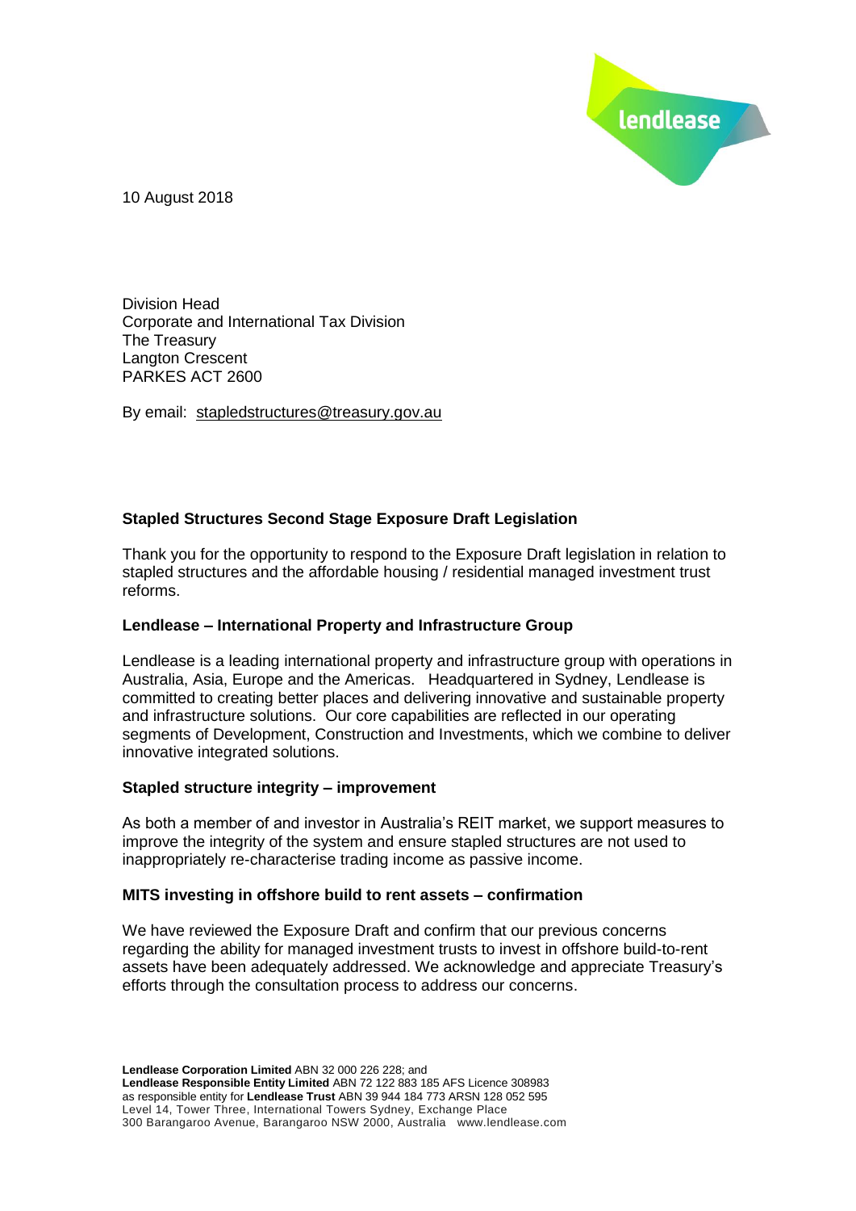10 August 2018

Division Head
Corporate and International Tax Division
The Treasury
Langton Crescent
PARKES ACT 2600

By email: stapledstructures@treasury.gov.au

**Stapled Structures Second Stage Exposure Draft Legislation**

Thank you for the opportunity to respond to the Exposure Draft legislation in relation to stapled structures and the affordable housing / residential managed investment trust reforms.

**Lendlease – International Property and Infrastructure Group**

Lendlease is a leading international property and infrastructure group with operations in Australia, Asia, Europe and the Americas. Headquartered in Sydney, Lendlease is committed to creating better places and delivering innovative and sustainable property and infrastructure solutions. Our core capabilities are reflected in our operating segments of Development, Construction and Investments, which we combine to deliver innovative integrated solutions.

**Stapled structure integrity – improvement**

As both a member of and investor in Australia's REIT market, we support measures to improve the integrity of the system and ensure stapled structures are not used to inappropriately re-characterise trading income as passive income.

**MITS investing in offshore build to rent assets – confirmation**

We have reviewed the Exposure Draft and confirm that our previous concerns regarding the ability for managed investment trusts to invest in offshore build-to-rent assets have been adequately addressed. We acknowledge and appreciate Treasury's efforts through the consultation process to address our concerns.

**Lendlease Corporation Limited** ABN 32 000 226 228; and
**Lendlease Responsible Entity Limited** ABN 72 122 883 185 AFS Licence 308983
as responsible entity for **Lendlease Trust** ABN 39 944 184 773 ARSN 128 052 595
Level 14, Tower Three, International Towers Sydney, Exchange Place
300 Barangaroo Avenue, Barangaroo NSW 2000, Australia www.lendlease.com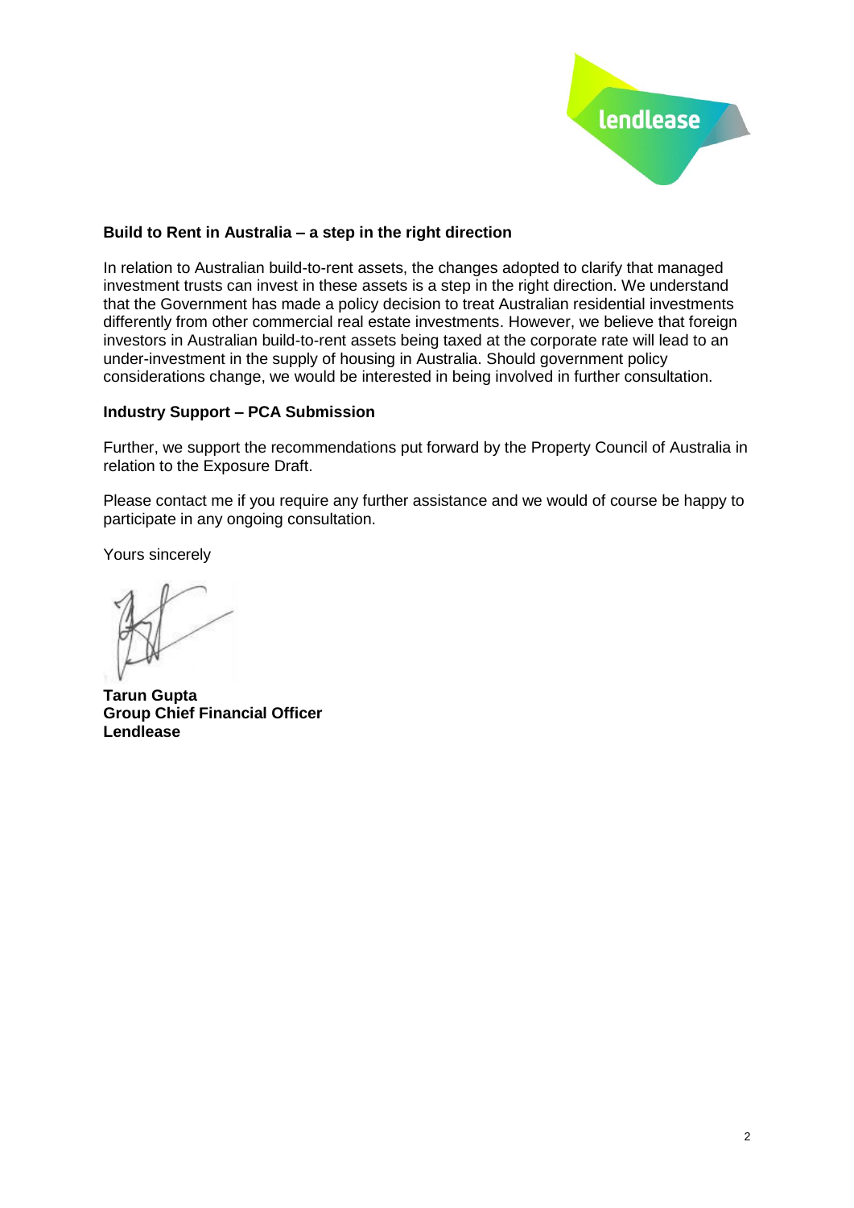**Build to Rent in Australia – a step in the right direction**

In relation to Australian build-to-rent assets, the changes adopted to clarify that managed investment trusts can invest in these assets is a step in the right direction. We understand that the Government has made a policy decision to treat Australian residential investments differently from other commercial real estate investments. However, we believe that foreign investors in Australian build-to-rent assets being taxed at the corporate rate will lead to an under-investment in the supply of housing in Australia. Should government policy considerations change, we would be interested in being involved in further consultation.

**Industry Support – PCA Submission**

Further, we support the recommendations put forward by the Property Council of Australia in relation to the Exposure Draft.

Please contact me if you require any further assistance and we would of course be happy to participate in any ongoing consultation.

Yours sincerely

**Tarun Gupta**
**Group Chief Financial Officer**
**Lendlease**